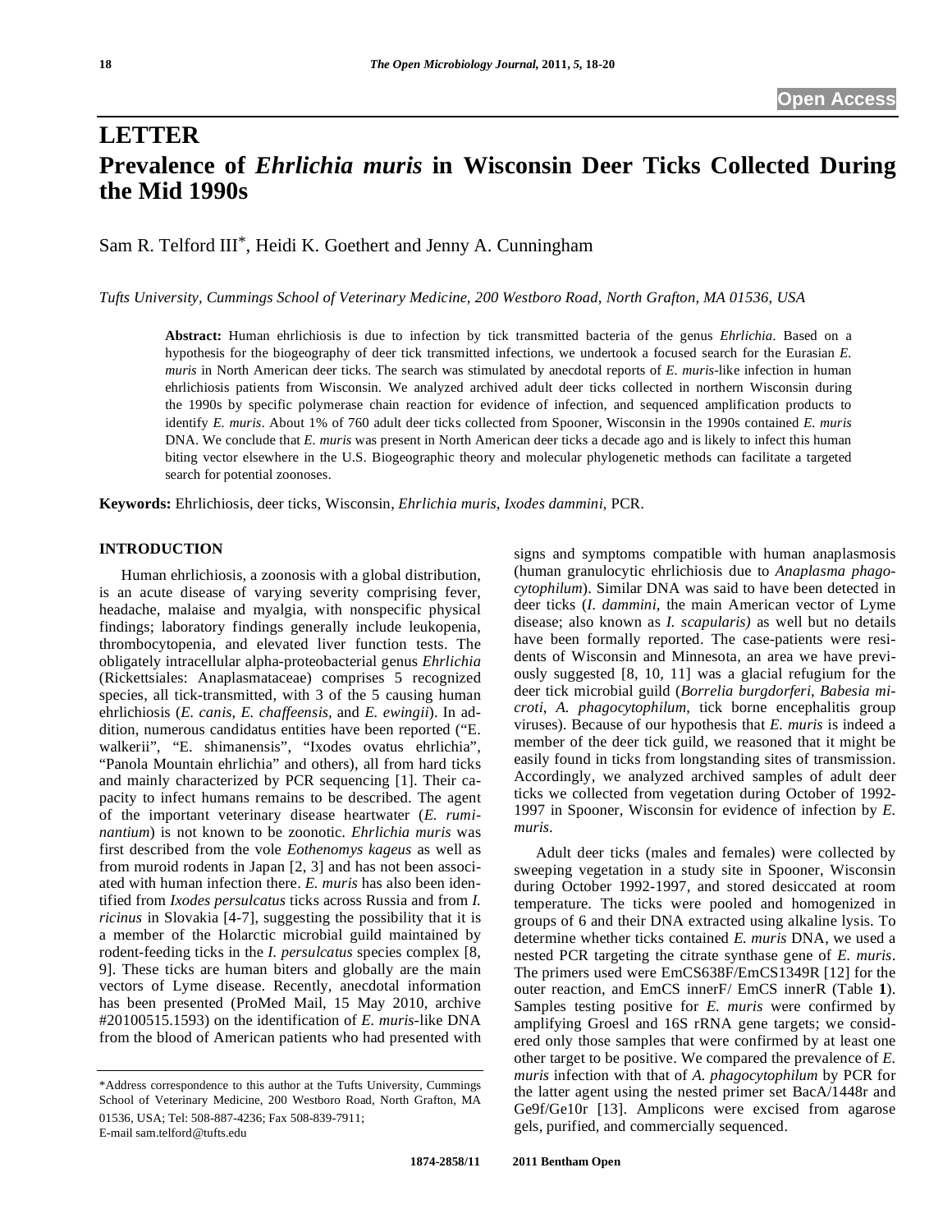Open Access

# LETTER

# Prevalence of *Ehrlichia muris* in Wisconsin Deer Ticks Collected During the Mid 1990s

Sam R. Telford III[*], Heidi K. Goethert and Jenny A. Cunningham

*Tufts University, Cummings School of Veterinary Medicine, 200 Westboro Road, North Grafton, MA 01536, USA*

**Abstract:** Human ehrlichiosis is due to infection by tick transmitted bacteria of the genus *Ehrlichia*. Based on a hypothesis for the biogeography of deer tick transmitted infections, we undertook a focused search for the Eurasian *E. muris* in North American deer ticks. The search was stimulated by anecdotal reports of *E. muris*-like infection in human ehrlichiosis patients from Wisconsin. We analyzed archived adult deer ticks collected in northern Wisconsin during the 1990s by specific polymerase chain reaction for evidence of infection, and sequenced amplification products to identify *E. muris*. About 1% of 760 adult deer ticks collected from Spooner, Wisconsin in the 1990s contained *E. muris* DNA. We conclude that *E. muris* was present in North American deer ticks a decade ago and is likely to infect this human biting vector elsewhere in the U.S. Biogeographic theory and molecular phylogenetic methods can facilitate a targeted search for potential zoonoses.

**Keywords:** Ehrlichiosis, deer ticks, Wisconsin, *Ehrlichia muris*, *Ixodes dammini*, PCR.

## INTRODUCTION

Human ehrlichiosis, a zoonosis with a global distribution, is an acute disease of varying severity comprising fever, headache, malaise and myalgia, with nonspecific physical findings; laboratory findings generally include leukopenia, thrombocytopenia, and elevated liver function tests. The obligately intracellular alpha-proteobacterial genus *Ehrlichia* (Rickettsiales: Anaplasmataceae) comprises 5 recognized species, all tick-transmitted, with 3 of the 5 causing human ehrlichiosis (*E. canis*, *E. chaffeensis*, and *E. ewingii*). In addition, numerous candidatus entities have been reported ("E. walkerii", "E. shimanensis", "Ixodes ovatus ehrlichia", "Panola Mountain ehrlichia" and others), all from hard ticks and mainly characterized by PCR sequencing [1]. Their capacity to infect humans remains to be described. The agent of the important veterinary disease heartwater (*E. ruminantium*) is not known to be zoonotic. *Ehrlichia muris* was first described from the vole *Eothenomys kageus* as well as from muroid rodents in Japan [2, 3] and has not been associated with human infection there. *E. muris* has also been identified from *Ixodes persulcatus* ticks across Russia and from *I. ricinus* in Slovakia [4-7], suggesting the possibility that it is a member of the Holarctic microbial guild maintained by rodent-feeding ticks in the *I. persulcatus* species complex [8, 9]. These ticks are human biters and globally are the main vectors of Lyme disease. Recently, anecdotal information has been presented (ProMed Mail, 15 May 2010, archive #20100515.1593) on the identification of *E. muris*-like DNA from the blood of American patients who had presented with signs and symptoms compatible with human anaplasmosis (human granulocytic ehrlichiosis due to *Anaplasma phagocytophilum*). Similar DNA was said to have been detected in deer ticks (*I. dammini*, the main American vector of Lyme disease; also known as *I. scapularis)* as well but no details have been formally reported. The case-patients were residents of Wisconsin and Minnesota, an area we have previously suggested [8, 10, 11] was a glacial refugium for the deer tick microbial guild (*Borrelia burgdorferi*, *Babesia microti*, *A. phagocytophilum*, tick borne encephalitis group viruses). Because of our hypothesis that *E. muris* is indeed a member of the deer tick guild, we reasoned that it might be easily found in ticks from longstanding sites of transmission. Accordingly, we analyzed archived samples of adult deer ticks we collected from vegetation during October of 1992-1997 in Spooner, Wisconsin for evidence of infection by *E. muris*.

Adult deer ticks (males and females) were collected by sweeping vegetation in a study site in Spooner, Wisconsin during October 1992-1997, and stored desiccated at room temperature. The ticks were pooled and homogenized in groups of 6 and their DNA extracted using alkaline lysis. To determine whether ticks contained *E. muris* DNA, we used a nested PCR targeting the citrate synthase gene of *E. muris*. The primers used were EmCS638F/EmCS1349R [12] for the outer reaction, and EmCS innerF/ EmCS innerR (Table **1**). Samples testing positive for *E. muris* were confirmed by amplifying Groesl and 16S rRNA gene targets; we considered only those samples that were confirmed by at least one other target to be positive. We compared the prevalence of *E. muris* infection with that of *A. phagocytophilum* by PCR for the latter agent using the nested primer set BacA/1448r and Ge9f/Ge10r [13]. Amplicons were excised from agarose gels, purified, and commercially sequenced.

*Address correspondence to this author at the Tufts University, Cummings School of Veterinary Medicine, 200 Westboro Road, North Grafton, MA 01536, USA; Tel: 508-887-4236; Fax 508-839-7911; E-mail sam.telford@tufts.edu

1874-2858/11 2011 Bentham Open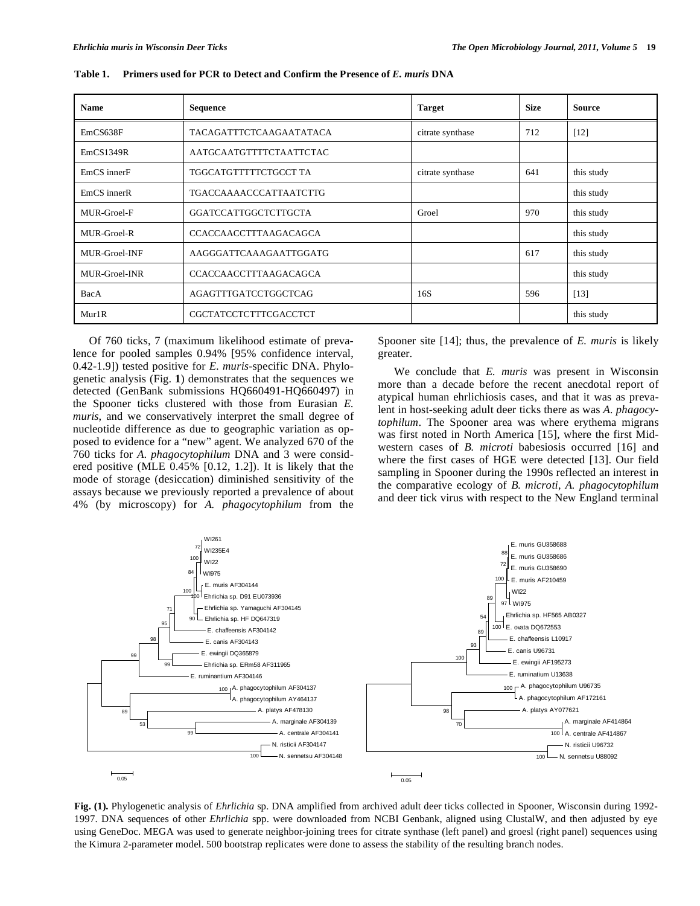**Table 1. Primers used for PCR to Detect and Confirm the Presence of *E. muris* DNA**

| Name | Sequence | Target | Size | Source |
|---|---|---|---|---|
| EmCS638F | TACAGATTTCTCAAGAATATACA | citrate synthase | 712 | [12] |
| EmCS1349R | AATGCAATGTTTTCTAATTCTAC | | | |
| EmCS innerF | TGGCATGTTTTTCTGCCT TA | citrate synthase | 641 | this study |
| EmCS innerR | TGACCAAAACCCATTAATCTTG | | | this study |
| MUR-Groel-F | GGATCCATTGGCTCTTGCTA | Groel | 970 | this study |
| MUR-Groel-R | CCACCAACCTTTAAGACAGCA | | | this study |
| MUR-Groel-INF | AAGGGATTCAAAGAATTGGATG | | 617 | this study |
| MUR-Groel-INR | CCACCAACCTTTAAGACAGCA | | | this study |
| BacA | AGAGTTTGATCCTGGCTCAG | 16S | 596 | [13] |
| Mur1R | CGCTATCCTCTTTCGACCTCT | | | this study |

Of 760 ticks, 7 (maximum likelihood estimate of prevalence for pooled samples 0.94% [95% confidence interval, 0.42-1.9]) tested positive for *E. muris*-specific DNA. Phylogenetic analysis (Fig. **1**) demonstrates that the sequences we detected (GenBank submissions HQ660491-HQ660497) in the Spooner ticks clustered with those from Eurasian *E. muris*, and we conservatively interpret the small degree of nucleotide difference as due to geographic variation as opposed to evidence for a "new" agent. We analyzed 670 of the 760 ticks for *A. phagocytophilum* DNA and 3 were considered positive (MLE 0.45% [0.12, 1.2]). It is likely that the mode of storage (desiccation) diminished sensitivity of the assays because we previously reported a prevalence of about 4% (by microscopy) for *A. phagocytophilum* from the Spooner site [14]; thus, the prevalence of *E. muris* is likely greater.

We conclude that *E. muris* was present in Wisconsin more than a decade before the recent anecdotal report of atypical human ehrlichiosis cases, and that it was as prevalent in host-seeking adult deer ticks there as was *A. phagocytophilum*. The Spooner area was where erythema migrans was first noted in North America [15], where the first Midwestern cases of *B. microti* babesiosis occurred [16] and where the first cases of HGE were detected [13]. Our field sampling in Spooner during the 1990s reflected an interest in the comparative ecology of *B. microti*, *A. phagocytophilum* and deer tick virus with respect to the New England terminal

WI261
72
WI235E4
100
WI22
84
WI975
E. muris AF304144
100
100
Ehrlichia sp. D91 EU073936
71
Ehrlichia sp. Yamaguchi AF304145
90
Ehrlichia sp. HF DQ647319
95
E. chaffeensis AF304142
98
E. canis AF304143
99
E. ewingii DQ365879
99
Ehrlichia sp. ERm58 AF311965
E. ruminantium AF304146
100
A. phagocytophilum AF304137
A. phagocytophilum AY464137
89
A. platys AF478130
53
A. marginale AF304139
99
A. centrale AF304141
N. risticii AF304147
100
N. sennetsu AF304148
0.05

E. muris GU358688
88
E. muris GU358686
72
E. muris GU358690
100
E. muris AF210459
89
WI22
97
WI975
54
Ehrlichia sp. HF565 AB0327
100
E. ovata DQ672553
89
E. chaffeensis L10917
93
E. canis U96731
100
E. ewingii AF195273
E. ruminatium U13638
100
A. phagocytophilum U96735
A. phagocytophilum AF172161
98
A. platys AY077621
70
A. marginale AF414864
100
A. centrale AF414867
N. risticii U96732
100
N. sennetsu U88092
0.05

**Fig. (1).** Phylogenetic analysis of *Ehrlichia* sp. DNA amplified from archived adult deer ticks collected in Spooner, Wisconsin during 1992-1997. DNA sequences of other *Ehrlichia* spp. were downloaded from NCBI Genbank, aligned using ClustalW, and then adjusted by eye using GeneDoc. MEGA was used to generate neighbor-joining trees for citrate synthase (left panel) and groesl (right panel) sequences using the Kimura 2-parameter model. 500 bootstrap replicates were done to assess the stability of the resulting branch nodes.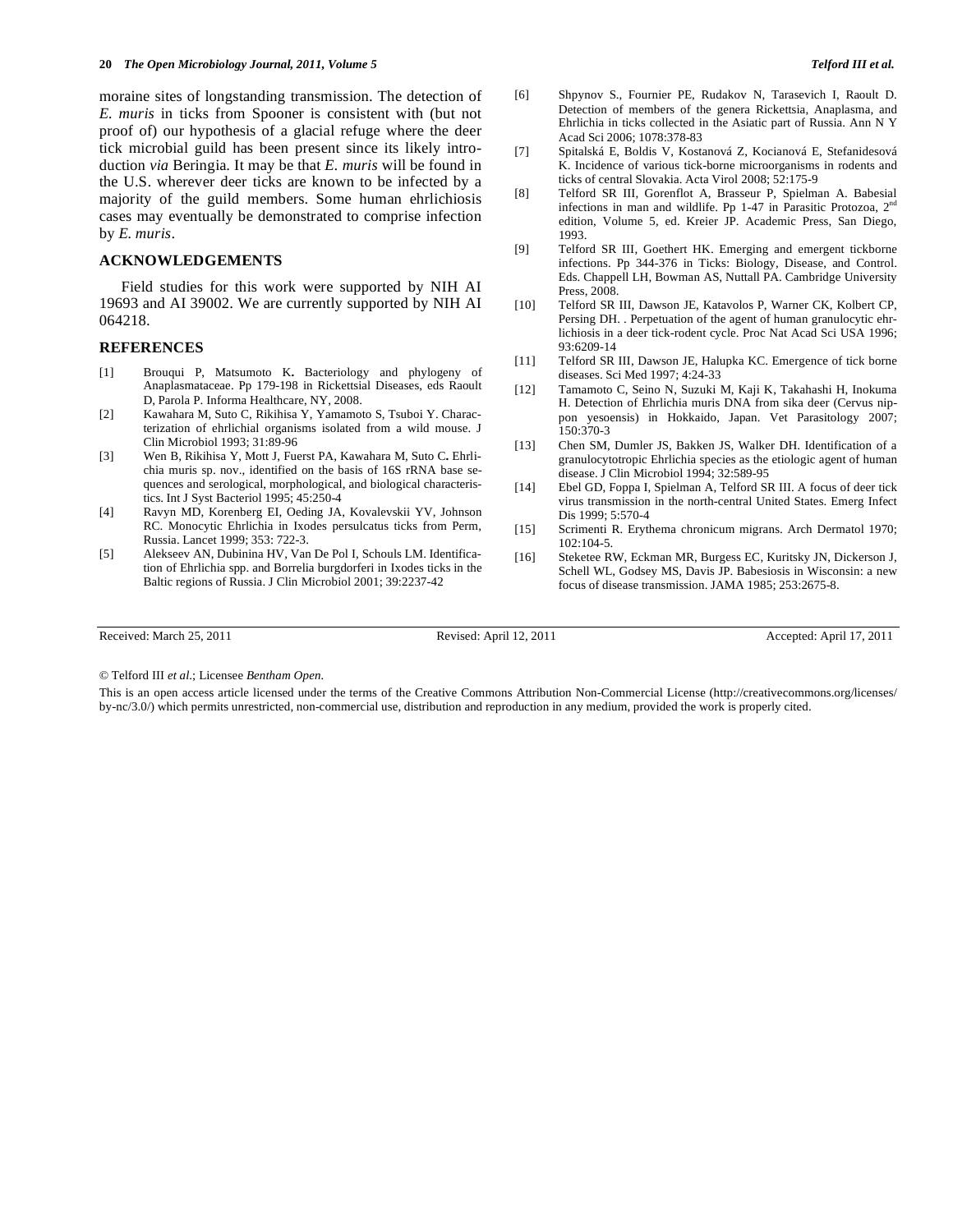moraine sites of longstanding transmission. The detection of *E. muris* in ticks from Spooner is consistent with (but not proof of) our hypothesis of a glacial refuge where the deer tick microbial guild has been present since its likely introduction *via* Beringia. It may be that *E. muris* will be found in the U.S. wherever deer ticks are known to be infected by a majority of the guild members. Some human ehrlichiosis cases may eventually be demonstrated to comprise infection by *E. muris*.

## ACKNOWLEDGEMENTS

Field studies for this work were supported by NIH AI 19693 and AI 39002. We are currently supported by NIH AI 064218.

## REFERENCES

[1] Brouqui P, Matsumoto K**.** Bacteriology and phylogeny of Anaplasmataceae. Pp 179-198 in Rickettsial Diseases, eds Raoult D, Parola P. Informa Healthcare, NY, 2008.

[2] Kawahara M, Suto C, Rikihisa Y, Yamamoto S, Tsuboi Y. Characterization of ehrlichial organisms isolated from a wild mouse. J Clin Microbiol 1993; 31:89-96

[3] Wen B, Rikihisa Y, Mott J, Fuerst PA, Kawahara M, Suto C**.** Ehrlichia muris sp. nov., identified on the basis of 16S rRNA base sequences and serological, morphological, and biological characteristics. Int J Syst Bacteriol 1995; 45:250-4

[4] Ravyn MD, Korenberg EI, Oeding JA, Kovalevskii YV, Johnson RC. Monocytic Ehrlichia in Ixodes persulcatus ticks from Perm, Russia. Lancet 1999; 353: 722-3.

[5] Alekseev AN, Dubinina HV, Van De Pol I, Schouls LM. Identification of Ehrlichia spp. and Borrelia burgdorferi in Ixodes ticks in the Baltic regions of Russia. J Clin Microbiol 2001; 39:2237-42

[6] Shpynov S., Fournier PE, Rudakov N, Tarasevich I, Raoult D. Detection of members of the genera Rickettsia, Anaplasma, and Ehrlichia in ticks collected in the Asiatic part of Russia. Ann N Y Acad Sci 2006; 1078:378-83

[7] Spitalská E, Boldis V, Kostanová Z, Kocianová E, Stefanidesová K. Incidence of various tick-borne microorganisms in rodents and ticks of central Slovakia. Acta Virol 2008; 52:175-9

[8] Telford SR III, Gorenflot A, Brasseur P, Spielman A. Babesial infections in man and wildlife. Pp 1-47 in Parasitic Protozoa, 2nd edition, Volume 5, ed. Kreier JP. Academic Press, San Diego, 1993.

[9] Telford SR III, Goethert HK. Emerging and emergent tickborne infections. Pp 344-376 in Ticks: Biology, Disease, and Control. Eds. Chappell LH, Bowman AS, Nuttall PA. Cambridge University Press, 2008.

[10] Telford SR III, Dawson JE, Katavolos P, Warner CK, Kolbert CP, Persing DH. . Perpetuation of the agent of human granulocytic ehrlichiosis in a deer tick-rodent cycle. Proc Nat Acad Sci USA 1996; 93:6209-14

[11] Telford SR III, Dawson JE, Halupka KC. Emergence of tick borne diseases. Sci Med 1997; 4:24-33

[12] Tamamoto C, Seino N, Suzuki M, Kaji K, Takahashi H, Inokuma H. Detection of Ehrlichia muris DNA from sika deer (Cervus nippon yesoensis) in Hokkaido, Japan. Vet Parasitology 2007; 150:370-3

[13] Chen SM, Dumler JS, Bakken JS, Walker DH. Identification of a granulocytotropic Ehrlichia species as the etiologic agent of human disease. J Clin Microbiol 1994; 32:589-95

[14] Ebel GD, Foppa I, Spielman A, Telford SR III. A focus of deer tick virus transmission in the north-central United States. Emerg Infect Dis 1999; 5:570-4

[15] Scrimenti R. Erythema chronicum migrans. Arch Dermatol 1970; 102:104-5.

[16] Steketee RW, Eckman MR, Burgess EC, Kuritsky JN, Dickerson J, Schell WL, Godsey MS, Davis JP. Babesiosis in Wisconsin: a new focus of disease transmission. JAMA 1985; 253:2675-8.

Received: March 25, 2011 Revised: April 12, 2011 Accepted: April 17, 2011

© Telford III *et al.*; Licensee *Bentham Open.*

This is an open access article licensed under the terms of the Creative Commons Attribution Non-Commercial License (http://creativecommons.org/licenses/by-nc/3.0/) which permits unrestricted, non-commercial use, distribution and reproduction in any medium, provided the work is properly cited.